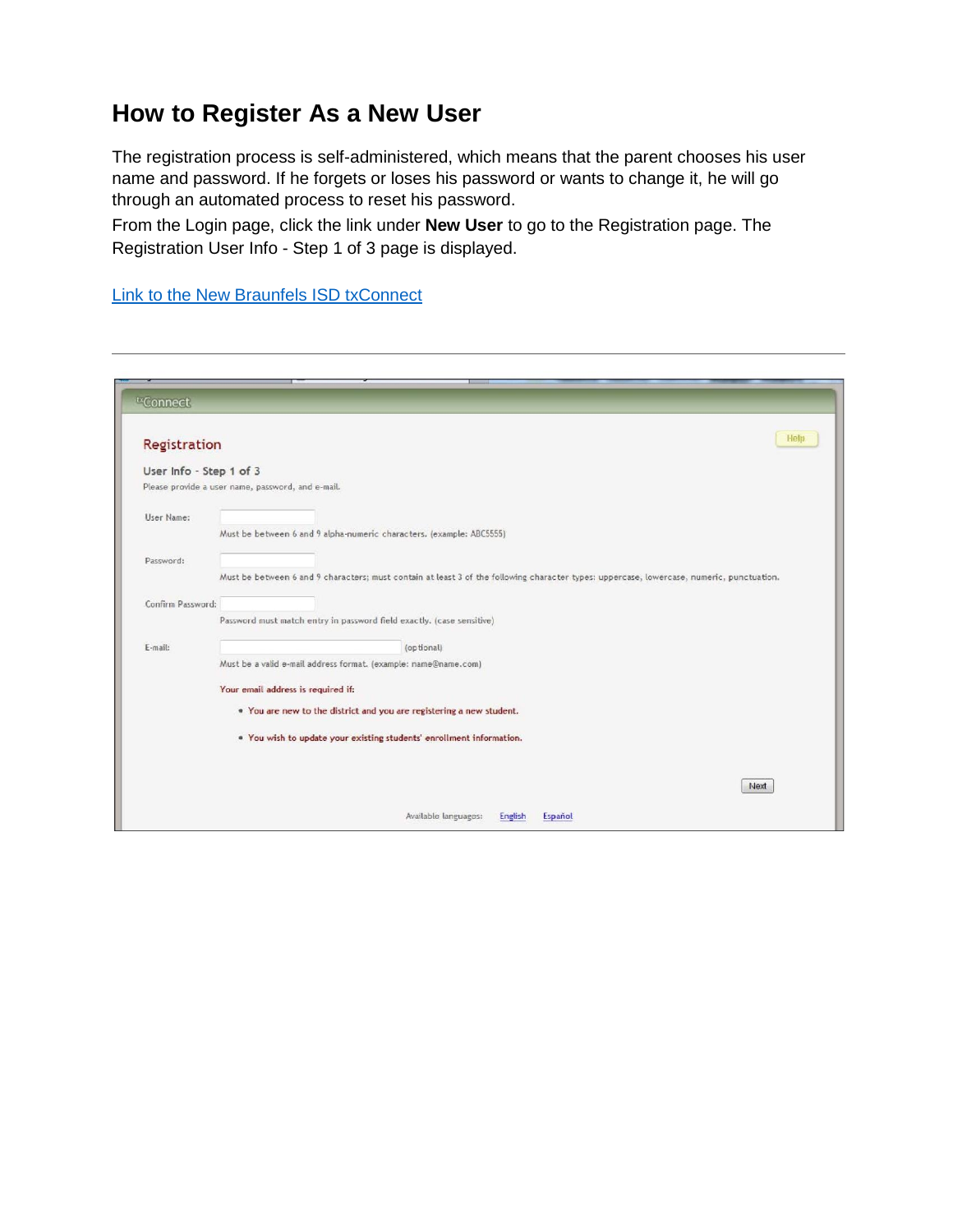# How to Register As a New User

The registration process is self-administered, which means that the parent chooses his user name and password. If he forgets or loses his password or wants to change it, he will go through an automated process to reset his password.

From the Login page, click the link under **New User** to go to the Registration page. The Registration User Info - Step 1 of 3 page is displayed.

[Link to the New Braunfels ISD txConnect]()

---

txConnect

Help

## Registration

User Info - Step 1 of 3

Please provide a user name, password, and e-mail.

User Name:

Must be between 6 and 9 alpha-numeric characters. (example: ABC5555)

Password:

Must be between 6 and 9 characters; must contain at least 3 of the following character types: uppercase, lowercase, numeric, punctuation.

Confirm Password:

Password must match entry in password field exactly. (case sensitive)

E-mail: (optional)

Must be a valid e-mail address format. (example: name@name.com)

Your email address is required if:

- You are new to the district and you are registering a new student.
- You wish to update your existing students' enrollment information.

Next

Available languages: English Español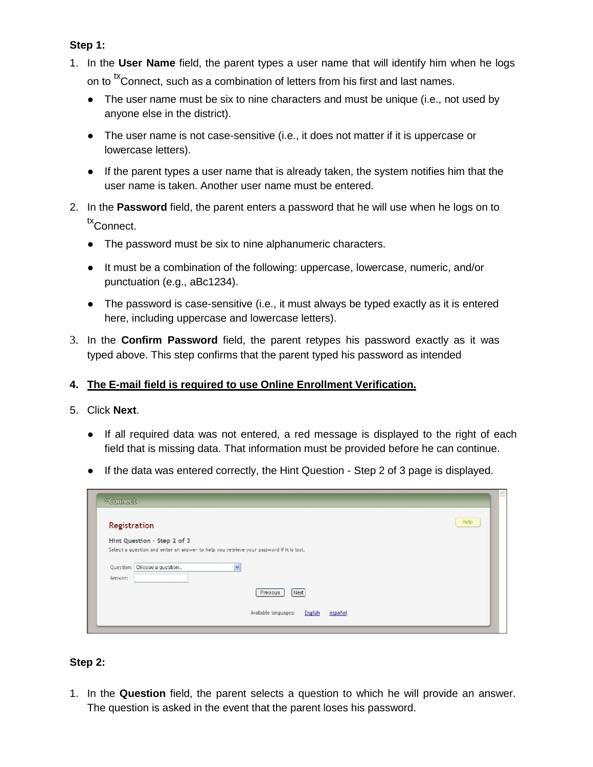**Step 1:**

1. In the **User Name** field, the parent types a user name that will identify him when he logs on to $^{tx}$Connect, such as a combination of letters from his first and last names.
   - The user name must be six to nine characters and must be unique (i.e., not used by anyone else in the district).
   - The user name is not case-sensitive (i.e., it does not matter if it is uppercase or lowercase letters).
   - If the parent types a user name that is already taken, the system notifies him that the user name is taken. Another user name must be entered.
2. In the **Password** field, the parent enters a password that he will use when he logs on to $^{tx}$Connect.
   - The password must be six to nine alphanumeric characters.
   - It must be a combination of the following: uppercase, lowercase, numeric, and/or punctuation (e.g., aBc1234).
   - The password is case-sensitive (i.e., it must always be typed exactly as it is entered here, including uppercase and lowercase letters).
3. In the **Confirm Password** field, the parent retypes his password exactly as it was typed above. This step confirms that the parent typed his password as intended
4. **<u>The E-mail field is required to use Online Enrollment Verification.</u>**
5. Click **Next**.
   - If all required data was not entered, a red message is displayed to the right of each field that is missing data. That information must be provided before he can continue.
   - If the data was entered correctly, the Hint Question - Step 2 of 3 page is displayed.

$^{tx}$Connect

Registration

Hint Question - Step 2 of 3

Select a question and enter an answer to help you retrieve your password if it is lost.

Question: Choose a question...

Answer:

Previous Next

Available languages: English español

Help

**Step 2:**

1. In the **Question** field, the parent selects a question to which he will provide an answer. The question is asked in the event that the parent loses his password.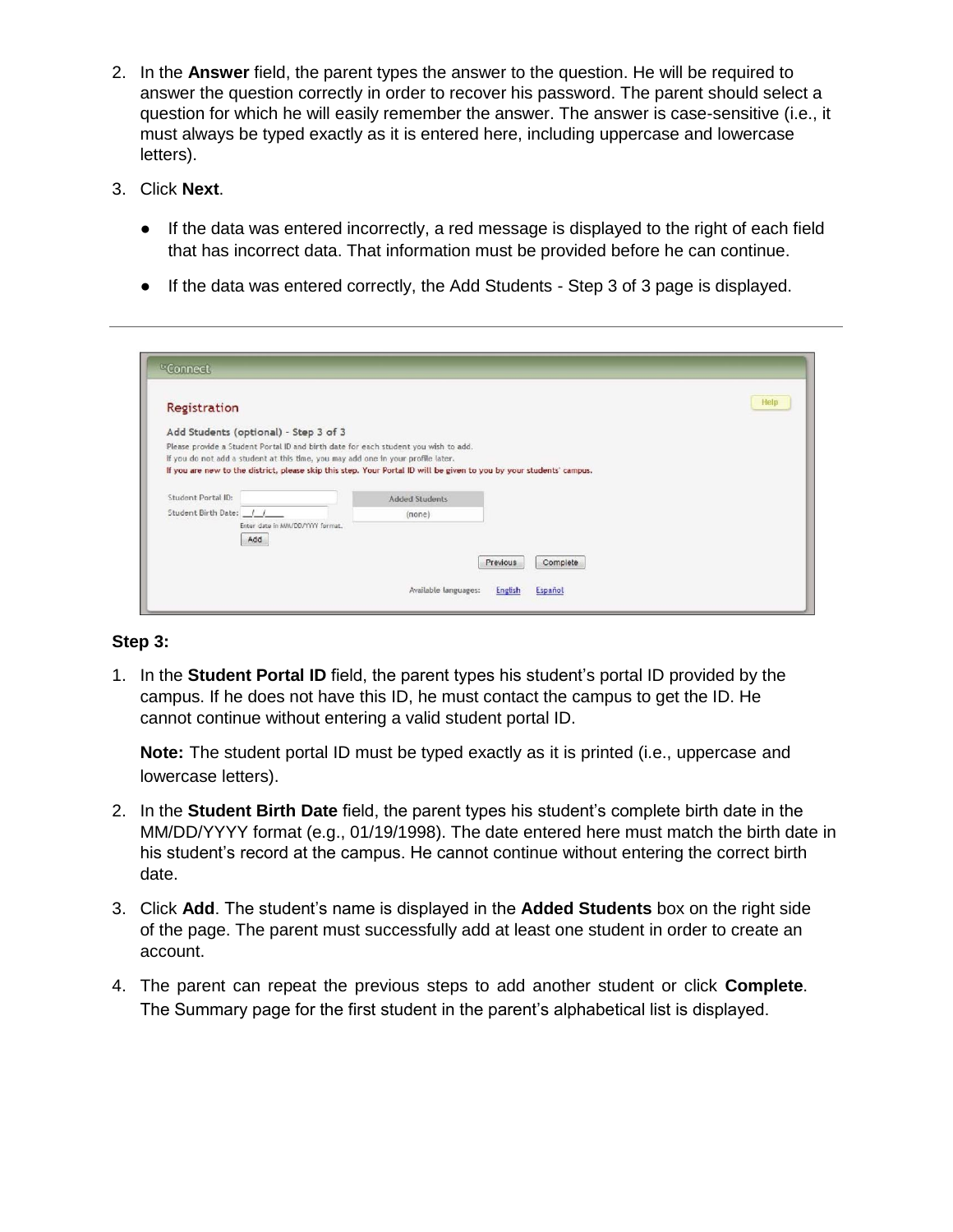2. In the **Answer** field, the parent types the answer to the question. He will be required to answer the question correctly in order to recover his password. The parent should select a question for which he will easily remember the answer. The answer is case-sensitive (i.e., it must always be typed exactly as it is entered here, including uppercase and lowercase letters).

3. Click **Next**.

   - If the data was entered incorrectly, a red message is displayed to the right of each field that has incorrect data. That information must be provided before he can continue.
   - If the data was entered correctly, the Add Students - Step 3 of 3 page is displayed.

---

**Step 3:**

1. In the **Student Portal ID** field, the parent types his student's portal ID provided by the campus. If he does not have this ID, he must contact the campus to get the ID. He cannot continue without entering a valid student portal ID.

   **Note:** The student portal ID must be typed exactly as it is printed (i.e., uppercase and lowercase letters).

2. In the **Student Birth Date** field, the parent types his student's complete birth date in the MM/DD/YYYY format (e.g., 01/19/1998). The date entered here must match the birth date in his student's record at the campus. He cannot continue without entering the correct birth date.

3. Click **Add**. The student's name is displayed in the **Added Students** box on the right side of the page. The parent must successfully add at least one student in order to create an account.

4. The parent can repeat the previous steps to add another student or click **Complete**. The Summary page for the first student in the parent's alphabetical list is displayed.